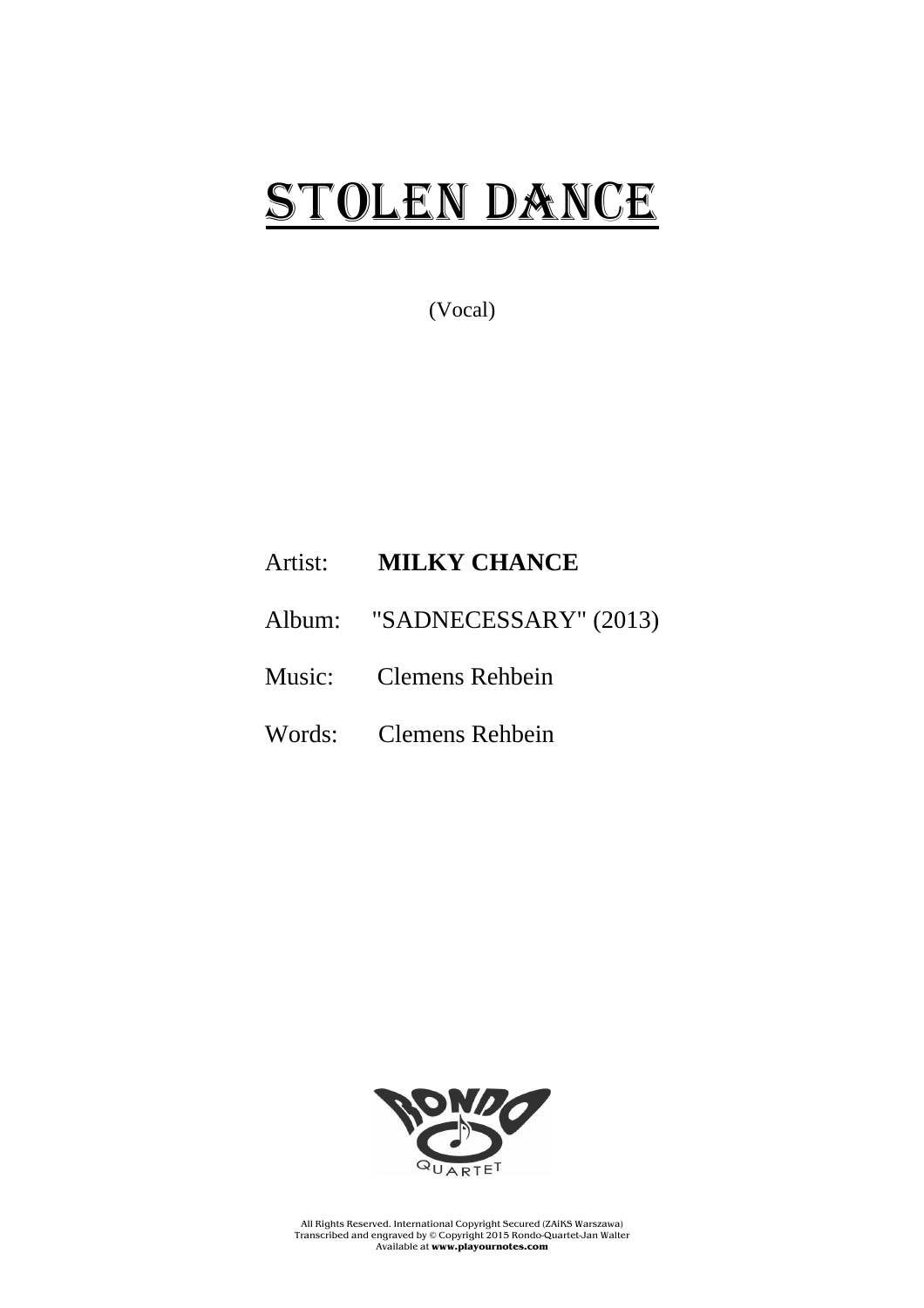# STOLEN DANCE

(Vocal)

Artist: **MILKY CHANCE**

Album: "SADNECESSARY" (2013)

Music: Clemens Rehbein

Words: Clemens Rehbein

All Rights Reserved. International Copyright Secured (ZAiKS Warszawa)
Transcribed and engraved by © Copyright 2015 Rondo-Quartet-Jan Walter
Available at **www.playournotes.com**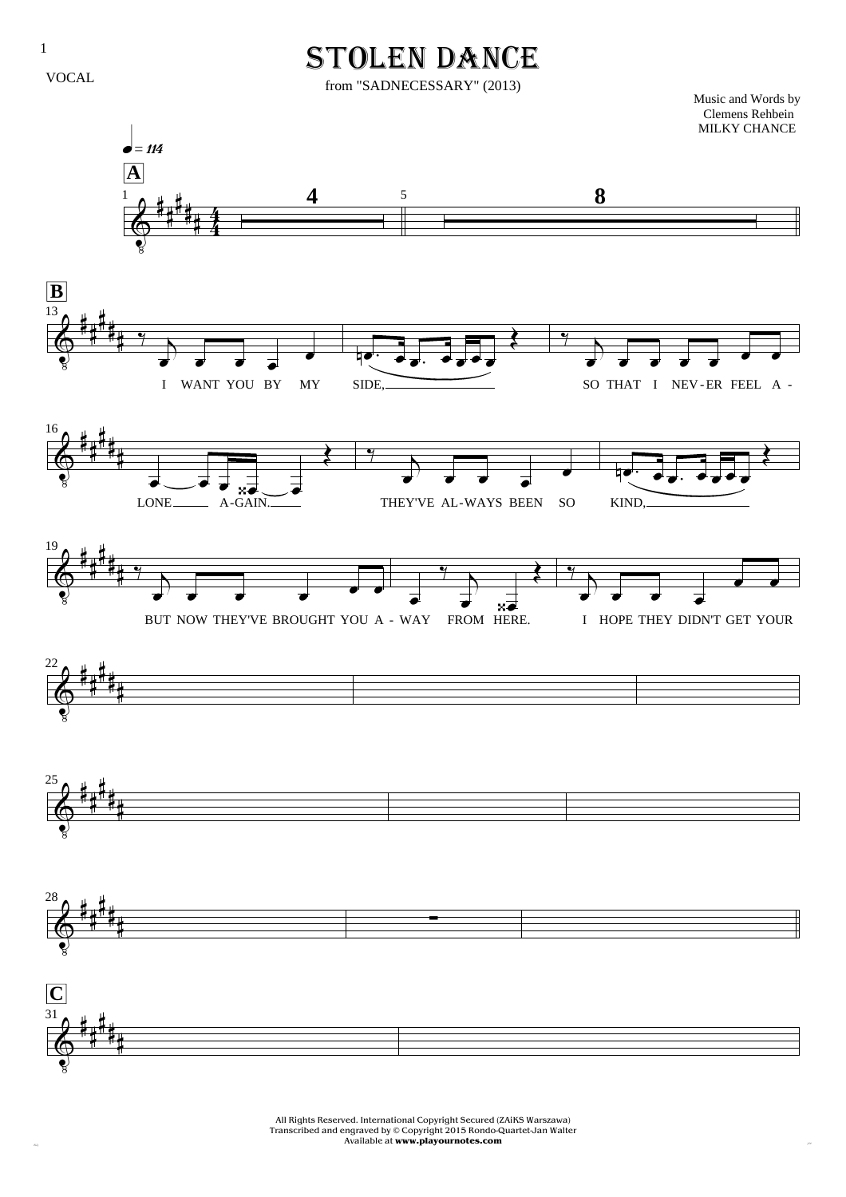# STOLEN DANCE

VOCAL

from "SADNECESSARY" (2013)

Music and Words by
Clemens Rehbein
MILKY CHANCE

♩ = 114

A

B

I WANT YOU BY MY SIDE, SO THAT I NEV-ER FEEL A - LONE A-GAIN. THEY'VE AL-WAYS BEEN SO KIND, BUT NOW THEY'VE BROUGHT YOU A - WAY FROM HERE. I HOPE THEY DIDN'T GET YOUR

C

All Rights Reserved. International Copyright Secured (ZAiKS Warszawa)
Transcribed and engraved by © Copyright 2015 Rondo-Quartet-Jan Walter
Available at **www.playournotes.com**